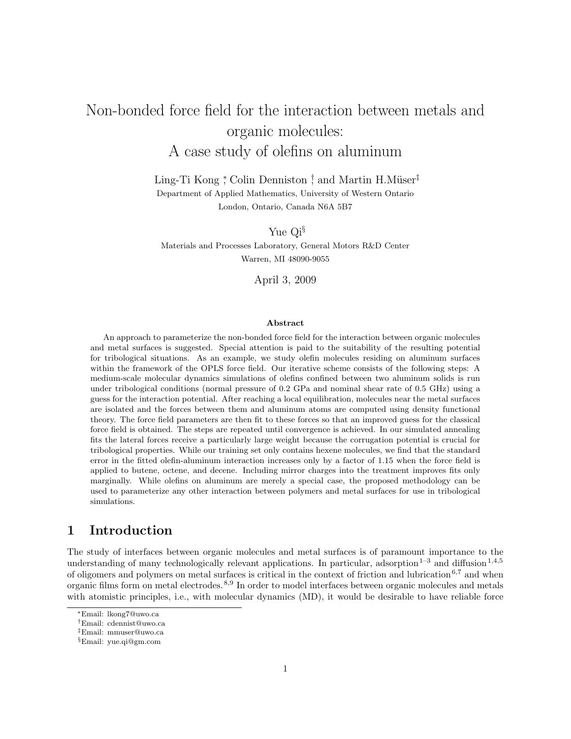# Non-bonded force field for the interaction between metals and organic molecules: A case study of olefins on aluminum

Ling-Ti Kong [*], Colin Denniston [†], and Martin H.Müser[‡]

Department of Applied Mathematics, University of Western Ontario
London, Ontario, Canada N6A 5B7

Yue Qi[§]

Materials and Processes Laboratory, General Motors R&D Center
Warren, MI 48090-9055

April 3, 2009

**Abstract**

An approach to parameterize the non-bonded force field for the interaction between organic molecules and metal surfaces is suggested. Special attention is paid to the suitability of the resulting potential for tribological situations. As an example, we study olefin molecules residing on aluminum surfaces within the framework of the OPLS force field. Our iterative scheme consists of the following steps: A medium-scale molecular dynamics simulations of olefins confined between two aluminum solids is run under tribological conditions (normal pressure of 0.2 GPa and nominal shear rate of 0.5 GHz) using a guess for the interaction potential. After reaching a local equilibration, molecules near the metal surfaces are isolated and the forces between them and aluminum atoms are computed using density functional theory. The force field parameters are then fit to these forces so that an improved guess for the classical force field is obtained. The steps are repeated until convergence is achieved. In our simulated annealing fits the lateral forces receive a particularly large weight because the corrugation potential is crucial for tribological properties. While our training set only contains hexene molecules, we find that the standard error in the fitted olefin-aluminum interaction increases only by a factor of 1.15 when the force field is applied to butene, octene, and decene. Including mirror charges into the treatment improves fits only marginally. While olefins on aluminum are merely a special case, the proposed methodology can be used to parameterize any other interaction between polymers and metal surfaces for use in tribological simulations.

## 1 Introduction

The study of interfaces between organic molecules and metal surfaces is of paramount importance to the understanding of many technologically relevant applications. In particular, adsorption [1–3] and diffusion [1,4,5] of oligomers and polymers on metal surfaces is critical in the context of friction and lubrication [6,7] and when organic films form on metal electrodes. [8,9] In order to model interfaces between organic molecules and metals with atomistic principles, i.e., with molecular dynamics (MD), it would be desirable to have reliable force

---

[*] Email: lkong7@uwo.ca

[†] Email: cdennist@uwo.ca

[‡] Email: mmuser@uwo.ca

[§] Email: yue.qi@gm.com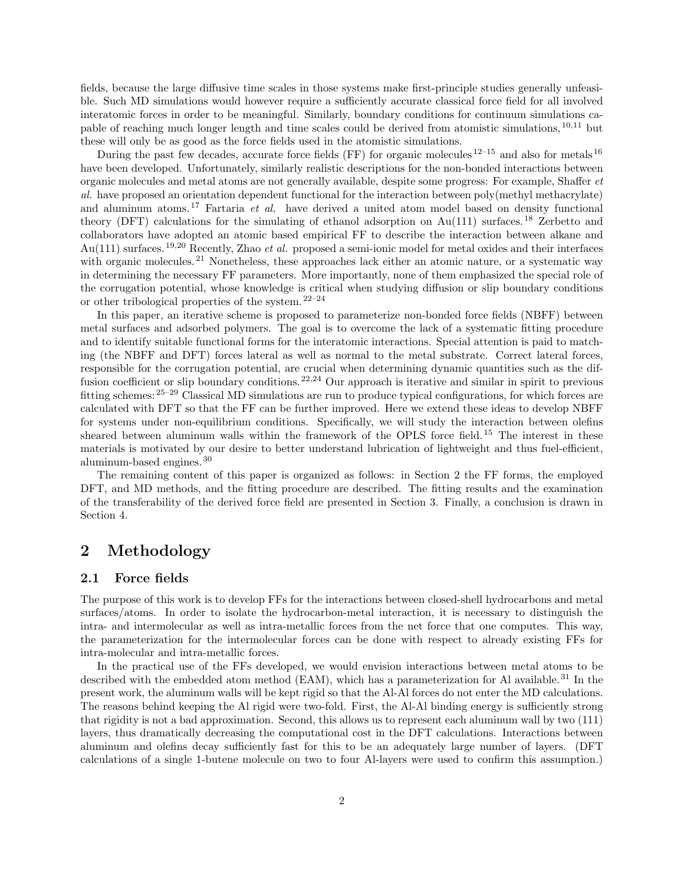fields, because the large diffusive time scales in those systems make first-principle studies generally unfeasible. Such MD simulations would however require a sufficiently accurate classical force field for all involved interatomic forces in order to be meaningful. Similarly, boundary conditions for continuum simulations capable of reaching much longer length and time scales could be derived from atomistic simulations,[10,11] but these will only be as good as the force fields used in the atomistic simulations.

During the past few decades, accurate force fields (FF) for organic molecules[12–15] and also for metals[16] have been developed. Unfortunately, similarly realistic descriptions for the non-bonded interactions between organic molecules and metal atoms are not generally available, despite some progress: For example, Shaffer *et al.* have proposed an orientation dependent functional for the interaction between poly(methyl methacrylate) and aluminum atoms.[17] Fartaria *et al.* have derived a united atom model based on density functional theory (DFT) calculations for the simulating of ethanol adsorption on Au(111) surfaces.[18] Zerbetto and collaborators have adopted an atomic based empirical FF to describe the interaction between alkane and Au(111) surfaces.[19,20] Recently, Zhao *et al.* proposed a semi-ionic model for metal oxides and their interfaces with organic molecules.[21] Nonetheless, these approaches lack either an atomic nature, or a systematic way in determining the necessary FF parameters. More importantly, none of them emphasized the special role of the corrugation potential, whose knowledge is critical when studying diffusion or slip boundary conditions or other tribological properties of the system.[22–24]

In this paper, an iterative scheme is proposed to parameterize non-bonded force fields (NBFF) between metal surfaces and adsorbed polymers. The goal is to overcome the lack of a systematic fitting procedure and to identify suitable functional forms for the interatomic interactions. Special attention is paid to matching (the NBFF and DFT) forces lateral as well as normal to the metal substrate. Correct lateral forces, responsible for the corrugation potential, are crucial when determining dynamic quantities such as the diffusion coefficient or slip boundary conditions.[22,24] Our approach is iterative and similar in spirit to previous fitting schemes:[25–29] Classical MD simulations are run to produce typical configurations, for which forces are calculated with DFT so that the FF can be further improved. Here we extend these ideas to develop NBFF for systems under non-equilibrium conditions. Specifically, we will study the interaction between olefins sheared between aluminum walls within the framework of the OPLS force field.[15] The interest in these materials is motivated by our desire to better understand lubrication of lightweight and thus fuel-efficient, aluminum-based engines.[30]

The remaining content of this paper is organized as follows: in Section 2 the FF forms, the employed DFT, and MD methods, and the fitting procedure are described. The fitting results and the examination of the transferability of the derived force field are presented in Section 3. Finally, a conclusion is drawn in Section 4.

# 2 Methodology

## 2.1 Force fields

The purpose of this work is to develop FFs for the interactions between closed-shell hydrocarbons and metal surfaces/atoms. In order to isolate the hydrocarbon-metal interaction, it is necessary to distinguish the intra- and intermolecular as well as intra-metallic forces from the net force that one computes. This way, the parameterization for the intermolecular forces can be done with respect to already existing FFs for intra-molecular and intra-metallic forces.

In the practical use of the FFs developed, we would envision interactions between metal atoms to be described with the embedded atom method (EAM), which has a parameterization for Al available.[31] In the present work, the aluminum walls will be kept rigid so that the Al-Al forces do not enter the MD calculations. The reasons behind keeping the Al rigid were two-fold. First, the Al-Al binding energy is sufficiently strong that rigidity is not a bad approximation. Second, this allows us to represent each aluminum wall by two (111) layers, thus dramatically decreasing the computational cost in the DFT calculations. Interactions between aluminum and olefins decay sufficiently fast for this to be an adequately large number of layers. (DFT calculations of a single 1-butene molecule on two to four Al-layers were used to confirm this assumption.)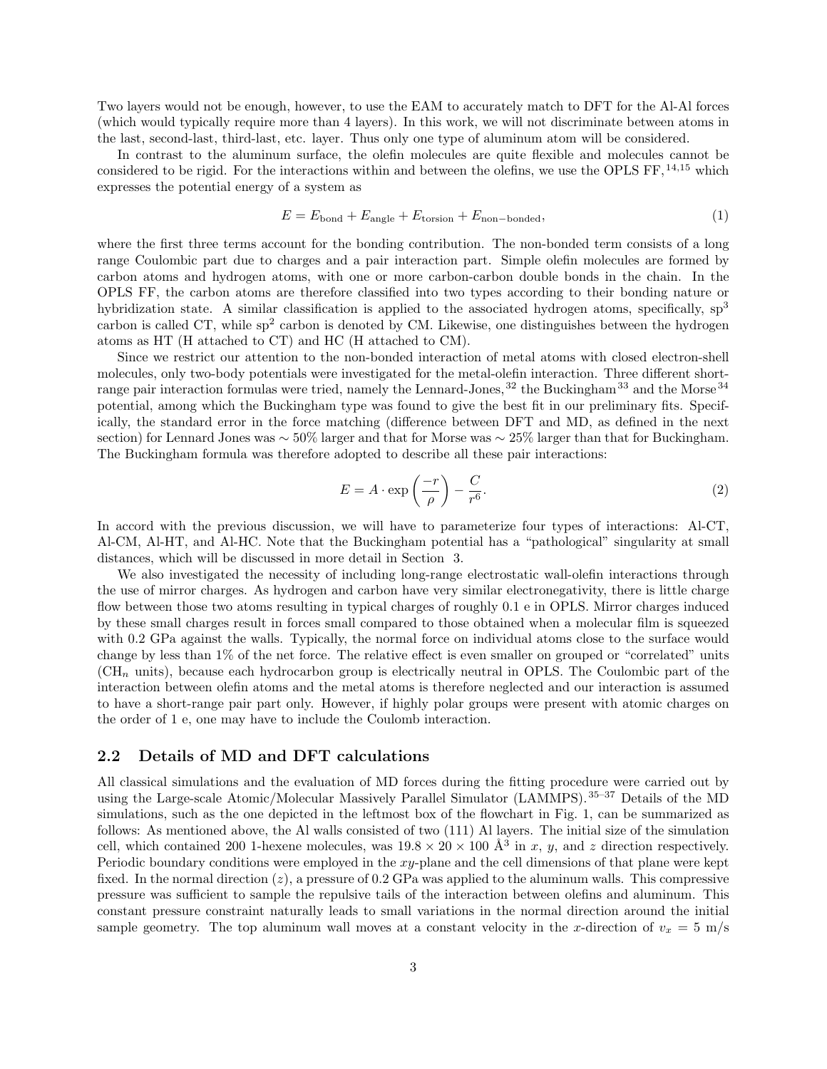Two layers would not be enough, however, to use the EAM to accurately match to DFT for the Al-Al forces (which would typically require more than 4 layers). In this work, we will not discriminate between atoms in the last, second-last, third-last, etc. layer. Thus only one type of aluminum atom will be considered.

In contrast to the aluminum surface, the olefin molecules are quite flexible and molecules cannot be considered to be rigid. For the interactions within and between the olefins, we use the OPLS FF,[14,15] which expresses the potential energy of a system as

$$E = E_{\text{bond}} + E_{\text{angle}} + E_{\text{torsion}} + E_{\text{non-bonded}}, \tag{1}$$

where the first three terms account for the bonding contribution. The non-bonded term consists of a long range Coulombic part due to charges and a pair interaction part. Simple olefin molecules are formed by carbon atoms and hydrogen atoms, with one or more carbon-carbon double bonds in the chain. In the OPLS FF, the carbon atoms are therefore classified into two types according to their bonding nature or hybridization state. A similar classification is applied to the associated hydrogen atoms, specifically, $sp^3$ carbon is called CT, while $sp^2$ carbon is denoted by CM. Likewise, one distinguishes between the hydrogen atoms as HT (H attached to CT) and HC (H attached to CM).

Since we restrict our attention to the non-bonded interaction of metal atoms with closed electron-shell molecules, only two-body potentials were investigated for the metal-olefin interaction. Three different short-range pair interaction formulas were tried, namely the Lennard-Jones,[32] the Buckingham[33] and the Morse[34] potential, among which the Buckingham type was found to give the best fit in our preliminary fits. Specifically, the standard error in the force matching (difference between DFT and MD, as defined in the next section) for Lennard Jones was $\sim 50\%$ larger and that for Morse was $\sim 25\%$ larger than that for Buckingham. The Buckingham formula was therefore adopted to describe all these pair interactions:

$$E = A \cdot \exp\left(\frac{-r}{\rho}\right) - \frac{C}{r^6}. \tag{2}$$

In accord with the previous discussion, we will have to parameterize four types of interactions: Al-CT, Al-CM, Al-HT, and Al-HC. Note that the Buckingham potential has a "pathological" singularity at small distances, which will be discussed in more detail in Section 3.

We also investigated the necessity of including long-range electrostatic wall-olefin interactions through the use of mirror charges. As hydrogen and carbon have very similar electronegativity, there is little charge flow between those two atoms resulting in typical charges of roughly 0.1 e in OPLS. Mirror charges induced by these small charges result in forces small compared to those obtained when a molecular film is squeezed with 0.2 GPa against the walls. Typically, the normal force on individual atoms close to the surface would change by less than 1% of the net force. The relative effect is even smaller on grouped or "correlated" units ($CH_n$ units), because each hydrocarbon group is electrically neutral in OPLS. The Coulombic part of the interaction between olefin atoms and the metal atoms is therefore neglected and our interaction is assumed to have a short-range pair part only. However, if highly polar groups were present with atomic charges on the order of 1 e, one may have to include the Coulomb interaction.

## 2.2 Details of MD and DFT calculations

All classical simulations and the evaluation of MD forces during the fitting procedure were carried out by using the Large-scale Atomic/Molecular Massively Parallel Simulator (LAMMPS).[35–37] Details of the MD simulations, such as the one depicted in the leftmost box of the flowchart in Fig. 1, can be summarized as follows: As mentioned above, the Al walls consisted of two (111) Al layers. The initial size of the simulation cell, which contained 200 1-hexene molecules, was $19.8 \times 20 \times 100$ Å$^3$ in $x$, $y$, and $z$ direction respectively. Periodic boundary conditions were employed in the $xy$-plane and the cell dimensions of that plane were kept fixed. In the normal direction ($z$), a pressure of 0.2 GPa was applied to the aluminum walls. This compressive pressure was sufficient to sample the repulsive tails of the interaction between olefins and aluminum. This constant pressure constraint naturally leads to small variations in the normal direction around the initial sample geometry. The top aluminum wall moves at a constant velocity in the $x$-direction of $v_x = 5$ m/s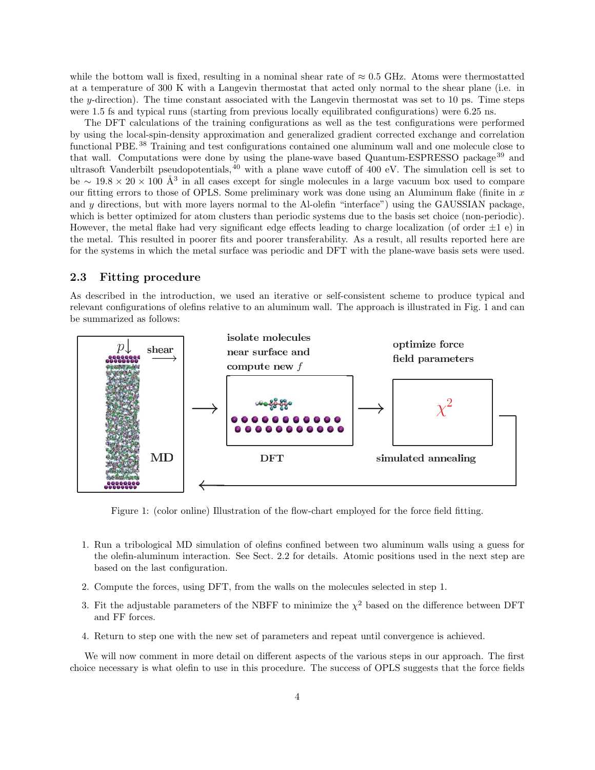while the bottom wall is fixed, resulting in a nominal shear rate of $\approx 0.5$ GHz. Atoms were thermostatted at a temperature of 300 K with a Langevin thermostat that acted only normal to the shear plane (i.e. in the $y$-direction). The time constant associated with the Langevin thermostat was set to 10 ps. Time steps were 1.5 fs and typical runs (starting from previous locally equilibrated configurations) were 6.25 ns.

The DFT calculations of the training configurations as well as the test configurations were performed by using the local-spin-density approximation and generalized gradient corrected exchange and correlation functional PBE.[38] Training and test configurations contained one aluminum wall and one molecule close to that wall. Computations were done by using the plane-wave based Quantum-ESPRESSO package[39] and ultrasoft Vanderbilt pseudopotentials,[40] with a plane wave cutoff of 400 eV. The simulation cell is set to be $\sim 19.8 \times 20 \times 100$ Å$^3$ in all cases except for single molecules in a large vacuum box used to compare our fitting errors to those of OPLS. Some preliminary work was done using an Aluminum flake (finite in $x$ and $y$ directions, but with more layers normal to the Al-olefin "interface") using the GAUSSIAN package, which is better optimized for atom clusters than periodic systems due to the basis set choice (non-periodic). However, the metal flake had very significant edge effects leading to charge localization (of order $\pm 1$ e) in the metal. This resulted in poorer fits and poorer transferability. As a result, all results reported here are for the systems in which the metal surface was periodic and DFT with the plane-wave basis sets were used.

### 2.3 Fitting procedure

As described in the introduction, we used an iterative or self-consistent scheme to produce typical and relevant configurations of olefins relative to an aluminum wall. The approach is illustrated in Fig. 1 and can be summarized as follows:

Figure 1: (color online) Illustration of the flow-chart employed for the force field fitting.

1. Run a tribological MD simulation of olefins confined between two aluminum walls using a guess for the olefin-aluminum interaction. See Sect. 2.2 for details. Atomic positions used in the next step are based on the last configuration.
2. Compute the forces, using DFT, from the walls on the molecules selected in step 1.
3. Fit the adjustable parameters of the NBFF to minimize the $\chi^2$ based on the difference between DFT and FF forces.
4. Return to step one with the new set of parameters and repeat until convergence is achieved.

We will now comment in more detail on different aspects of the various steps in our approach. The first choice necessary is what olefin to use in this procedure. The success of OPLS suggests that the force fields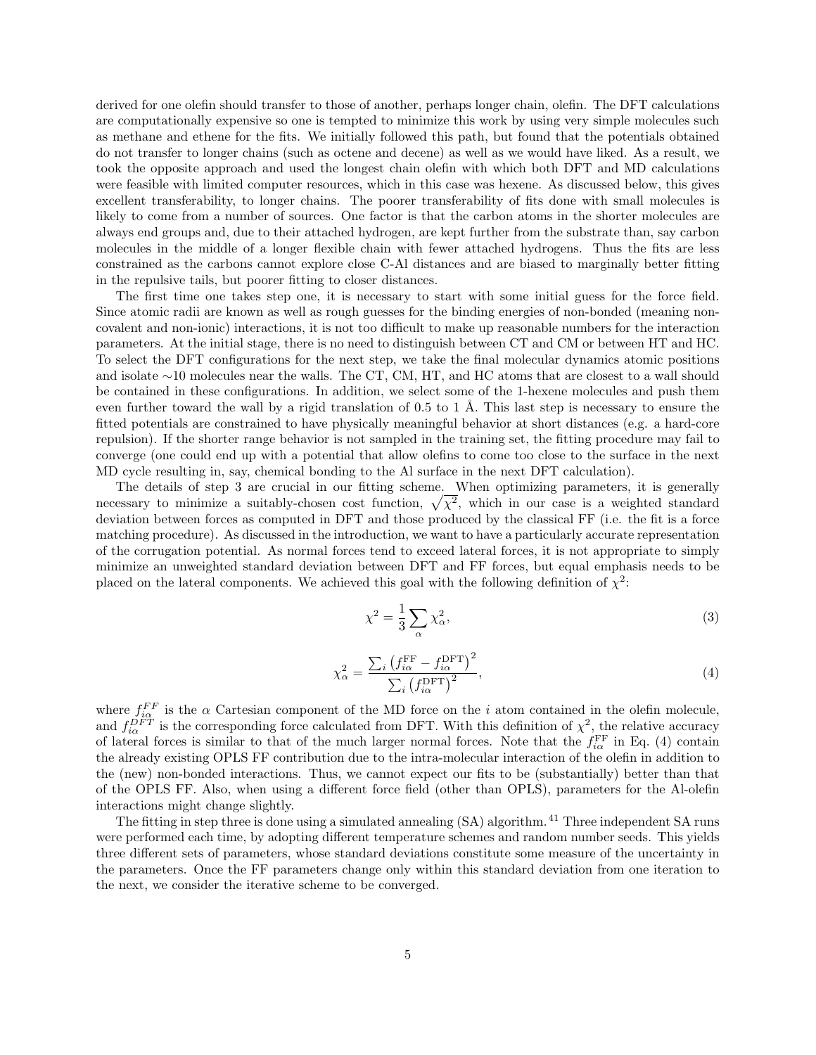derived for one olefin should transfer to those of another, perhaps longer chain, olefin. The DFT calculations are computationally expensive so one is tempted to minimize this work by using very simple molecules such as methane and ethene for the fits. We initially followed this path, but found that the potentials obtained do not transfer to longer chains (such as octene and decene) as well as we would have liked. As a result, we took the opposite approach and used the longest chain olefin with which both DFT and MD calculations were feasible with limited computer resources, which in this case was hexene. As discussed below, this gives excellent transferability, to longer chains. The poorer transferability of fits done with small molecules is likely to come from a number of sources. One factor is that the carbon atoms in the shorter molecules are always end groups and, due to their attached hydrogen, are kept further from the substrate than, say carbon molecules in the middle of a longer flexible chain with fewer attached hydrogens. Thus the fits are less constrained as the carbons cannot explore close C-Al distances and are biased to marginally better fitting in the repulsive tails, but poorer fitting to closer distances.

The first time one takes step one, it is necessary to start with some initial guess for the force field. Since atomic radii are known as well as rough guesses for the binding energies of non-bonded (meaning non-covalent and non-ionic) interactions, it is not too difficult to make up reasonable numbers for the interaction parameters. At the initial stage, there is no need to distinguish between CT and CM or between HT and HC. To select the DFT configurations for the next step, we take the final molecular dynamics atomic positions and isolate ∼10 molecules near the walls. The CT, CM, HT, and HC atoms that are closest to a wall should be contained in these configurations. In addition, we select some of the 1-hexene molecules and push them even further toward the wall by a rigid translation of 0.5 to 1 Å. This last step is necessary to ensure the fitted potentials are constrained to have physically meaningful behavior at short distances (e.g. a hard-core repulsion). If the shorter range behavior is not sampled in the training set, the fitting procedure may fail to converge (one could end up with a potential that allow olefins to come too close to the surface in the next MD cycle resulting in, say, chemical bonding to the Al surface in the next DFT calculation).

The details of step 3 are crucial in our fitting scheme. When optimizing parameters, it is generally necessary to minimize a suitably-chosen cost function, $\sqrt{\chi^2}$, which in our case is a weighted standard deviation between forces as computed in DFT and those produced by the classical FF (i.e. the fit is a force matching procedure). As discussed in the introduction, we want to have a particularly accurate representation of the corrugation potential. As normal forces tend to exceed lateral forces, it is not appropriate to simply minimize an unweighted standard deviation between DFT and FF forces, but equal emphasis needs to be placed on the lateral components. We achieved this goal with the following definition of $\chi^2$:

$$\chi^2 = \frac{1}{3}\sum_{\alpha} \chi_{\alpha}^2, \tag{3}$$

$$\chi_{\alpha}^2 = \frac{\sum_i \left(f_{i\alpha}^{\mathrm{FF}} - f_{i\alpha}^{\mathrm{DFT}}\right)^2}{\sum_i \left(f_{i\alpha}^{\mathrm{DFT}}\right)^2}, \tag{4}$$

where $f_{i\alpha}^{FF}$ is the $\alpha$ Cartesian component of the MD force on the $i$ atom contained in the olefin molecule, and $f_{i\alpha}^{DFT}$ is the corresponding force calculated from DFT. With this definition of $\chi^2$, the relative accuracy of lateral forces is similar to that of the much larger normal forces. Note that the $f_{i\alpha}^{\mathrm{FF}}$ in Eq. (4) contain the already existing OPLS FF contribution due to the intra-molecular interaction of the olefin in addition to the (new) non-bonded interactions. Thus, we cannot expect our fits to be (substantially) better than that of the OPLS FF. Also, when using a different force field (other than OPLS), parameters for the Al-olefin interactions might change slightly.

The fitting in step three is done using a simulated annealing (SA) algorithm.[41] Three independent SA runs were performed each time, by adopting different temperature schemes and random number seeds. This yields three different sets of parameters, whose standard deviations constitute some measure of the uncertainty in the parameters. Once the FF parameters change only within this standard deviation from one iteration to the next, we consider the iterative scheme to be converged.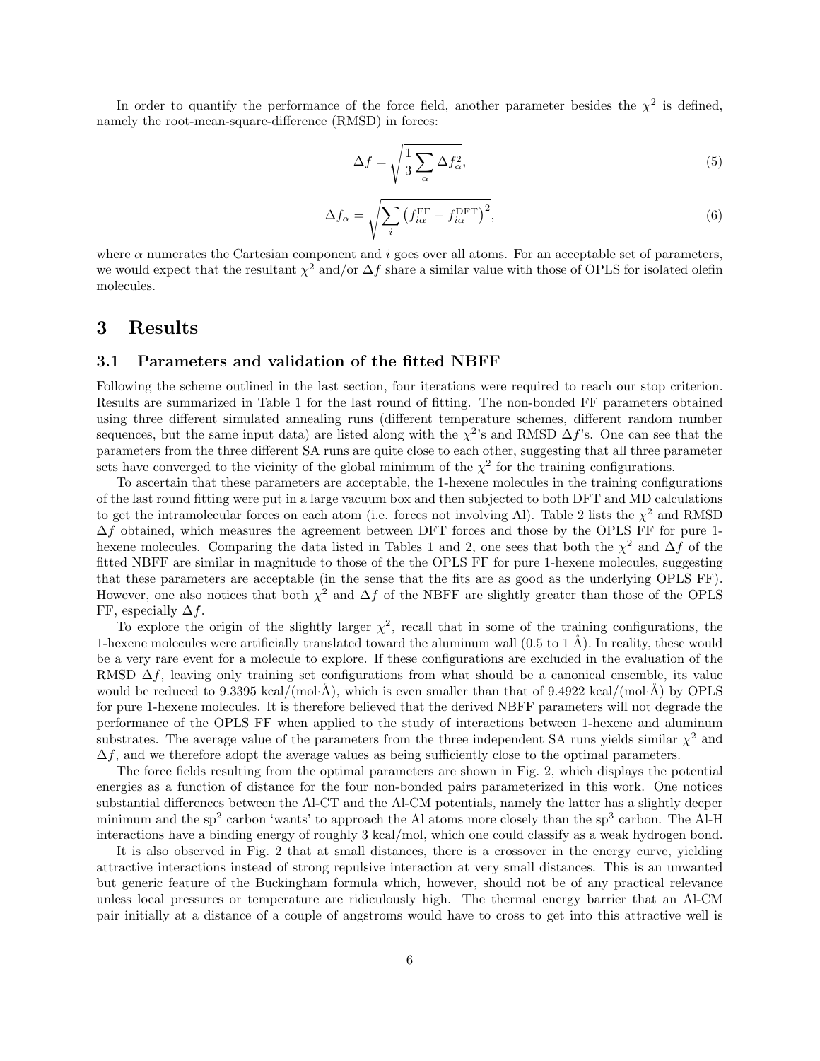In order to quantify the performance of the force field, another parameter besides the $\chi^2$ is defined, namely the root-mean-square-difference (RMSD) in forces:

$$\Delta f = \sqrt{\frac{1}{3}\sum_{\alpha} \Delta f_{\alpha}^2}, \tag{5}$$

$$\Delta f_{\alpha} = \sqrt{\sum_{i} \left(f_{i\alpha}^{\mathrm{FF}} - f_{i\alpha}^{\mathrm{DFT}}\right)^2}, \tag{6}$$

where $\alpha$ numerates the Cartesian component and $i$ goes over all atoms. For an acceptable set of parameters, we would expect that the resultant $\chi^2$ and/or $\Delta f$ share a similar value with those of OPLS for isolated olefin molecules.

# 3 Results

## 3.1 Parameters and validation of the fitted NBFF

Following the scheme outlined in the last section, four iterations were required to reach our stop criterion. Results are summarized in Table 1 for the last round of fitting. The non-bonded FF parameters obtained using three different simulated annealing runs (different temperature schemes, different random number sequences, but the same input data) are listed along with the $\chi^2$'s and RMSD $\Delta f$'s. One can see that the parameters from the three different SA runs are quite close to each other, suggesting that all three parameter sets have converged to the vicinity of the global minimum of the $\chi^2$ for the training configurations.

To ascertain that these parameters are acceptable, the 1-hexene molecules in the training configurations of the last round fitting were put in a large vacuum box and then subjected to both DFT and MD calculations to get the intramolecular forces on each atom (i.e. forces not involving Al). Table 2 lists the $\chi^2$ and RMSD $\Delta f$ obtained, which measures the agreement between DFT forces and those by the OPLS FF for pure 1-hexene molecules. Comparing the data listed in Tables 1 and 2, one sees that both the $\chi^2$ and $\Delta f$ of the fitted NBFF are similar in magnitude to those of the the OPLS FF for pure 1-hexene molecules, suggesting that these parameters are acceptable (in the sense that the fits are as good as the underlying OPLS FF). However, one also notices that both $\chi^2$ and $\Delta f$ of the NBFF are slightly greater than those of the OPLS FF, especially $\Delta f$.

To explore the origin of the slightly larger $\chi^2$, recall that in some of the training configurations, the 1-hexene molecules were artificially translated toward the aluminum wall (0.5 to 1 Å). In reality, these would be a very rare event for a molecule to explore. If these configurations are excluded in the evaluation of the RMSD $\Delta f$, leaving only training set configurations from what should be a canonical ensemble, its value would be reduced to 9.3395 kcal/(mol·Å), which is even smaller than that of 9.4922 kcal/(mol·Å) by OPLS for pure 1-hexene molecules. It is therefore believed that the derived NBFF parameters will not degrade the performance of the OPLS FF when applied to the study of interactions between 1-hexene and aluminum substrates. The average value of the parameters from the three independent SA runs yields similar $\chi^2$ and $\Delta f$, and we therefore adopt the average values as being sufficiently close to the optimal parameters.

The force fields resulting from the optimal parameters are shown in Fig. 2, which displays the potential energies as a function of distance for the four non-bonded pairs parameterized in this work. One notices substantial differences between the Al-CT and the Al-CM potentials, namely the latter has a slightly deeper minimum and the sp$^2$ carbon 'wants' to approach the Al atoms more closely than the sp$^3$ carbon. The Al-H interactions have a binding energy of roughly 3 kcal/mol, which one could classify as a weak hydrogen bond.

It is also observed in Fig. 2 that at small distances, there is a crossover in the energy curve, yielding attractive interactions instead of strong repulsive interaction at very small distances. This is an unwanted but generic feature of the Buckingham formula which, however, should not be of any practical relevance unless local pressures or temperature are ridiculously high. The thermal energy barrier that an Al-CM pair initially at a distance of a couple of angstroms would have to cross to get into this attractive well is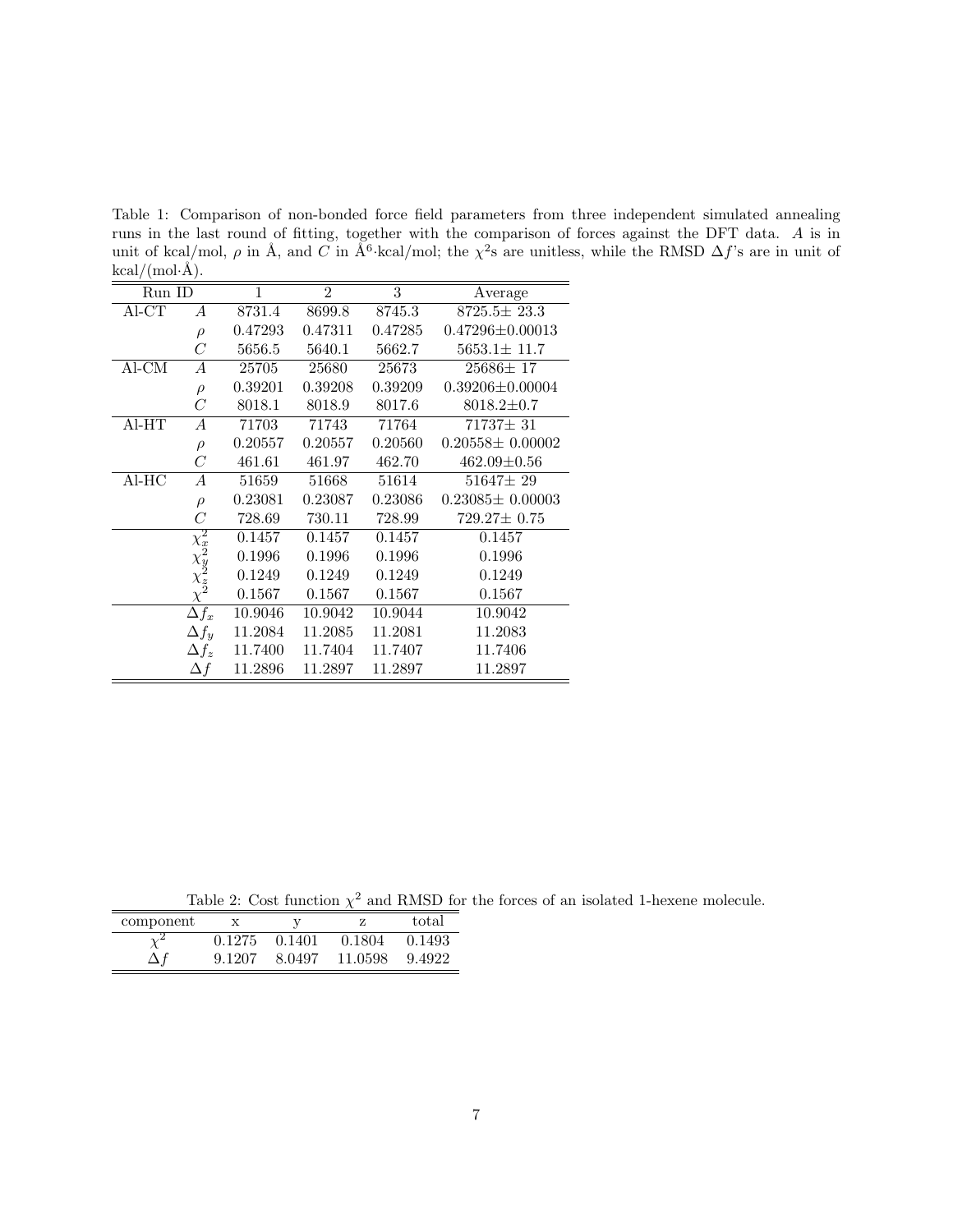Table 1: Comparison of non-bonded force field parameters from three independent simulated annealing runs in the last round of fitting, together with the comparison of forces against the DFT data. $A$ is in unit of kcal/mol, $\rho$ in Å, and $C$ in Å$^6$·kcal/mol; the $\chi^2$s are unitless, while the RMSD $\Delta f$'s are in unit of kcal/(mol·Å).

| Run ID | | 1 | 2 | 3 | Average |
|---|---|---|---|---|---|
| Al-CT | $A$ | 8731.4 | 8699.8 | 8745.3 | 8725.5± 23.3 |
| | $\rho$ | 0.47293 | 0.47311 | 0.47285 | 0.47296±0.00013 |
| | $C$ | 5656.5 | 5640.1 | 5662.7 | 5653.1± 11.7 |
| Al-CM | $A$ | 25705 | 25680 | 25673 | 25686± 17 |
| | $\rho$ | 0.39201 | 0.39208 | 0.39209 | 0.39206±0.00004 |
| | $C$ | 8018.1 | 8018.9 | 8017.6 | 8018.2±0.7 |
| Al-HT | $A$ | 71703 | 71743 | 71764 | 71737± 31 |
| | $\rho$ | 0.20557 | 0.20557 | 0.20560 | 0.20558± 0.00002 |
| | $C$ | 461.61 | 461.97 | 462.70 | 462.09±0.56 |
| Al-HC | $A$ | 51659 | 51668 | 51614 | 51647± 29 |
| | $\rho$ | 0.23081 | 0.23087 | 0.23086 | 0.23085± 0.00003 |
| | $C$ | 728.69 | 730.11 | 728.99 | 729.27± 0.75 |
| | $\chi_x^2$ | 0.1457 | 0.1457 | 0.1457 | 0.1457 |
| | $\chi_y^2$ | 0.1996 | 0.1996 | 0.1996 | 0.1996 |
| | $\chi_z^2$ | 0.1249 | 0.1249 | 0.1249 | 0.1249 |
| | $\chi^2$ | 0.1567 | 0.1567 | 0.1567 | 0.1567 |
| | $\Delta f_x$ | 10.9046 | 10.9042 | 10.9044 | 10.9042 |
| | $\Delta f_y$ | 11.2084 | 11.2085 | 11.2081 | 11.2083 |
| | $\Delta f_z$ | 11.7400 | 11.7404 | 11.7407 | 11.7406 |
| | $\Delta f$ | 11.2896 | 11.2897 | 11.2897 | 11.2897 |

Table 2: Cost function $\chi^2$ and RMSD for the forces of an isolated 1-hexene molecule.

| component | x | y | z | total |
|---|---|---|---|---|
| $\chi^2$ | 0.1275 | 0.1401 | 0.1804 | 0.1493 |
| $\Delta f$ | 9.1207 | 8.0497 | 11.0598 | 9.4922 |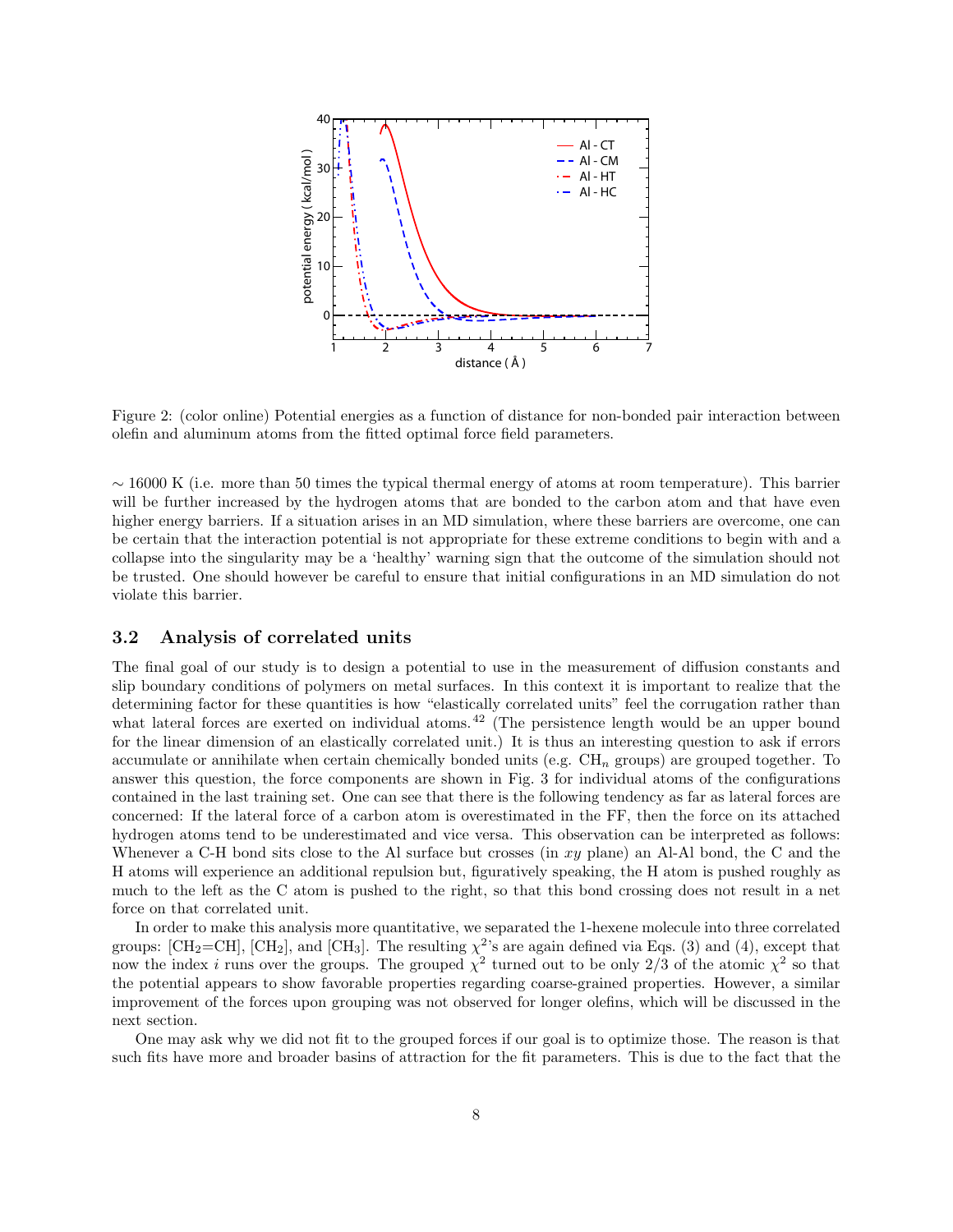Figure 2: (color online) Potential energies as a function of distance for non-bonded pair interaction between olefin and aluminum atoms from the fitted optimal force field parameters.

$\sim$ 16000 K (i.e. more than 50 times the typical thermal energy of atoms at room temperature). This barrier will be further increased by the hydrogen atoms that are bonded to the carbon atom and that have even higher energy barriers. If a situation arises in an MD simulation, where these barriers are overcome, one can be certain that the interaction potential is not appropriate for these extreme conditions to begin with and a collapse into the singularity may be a 'healthy' warning sign that the outcome of the simulation should not be trusted. One should however be careful to ensure that initial configurations in an MD simulation do not violate this barrier.

### 3.2 Analysis of correlated units

The final goal of our study is to design a potential to use in the measurement of diffusion constants and slip boundary conditions of polymers on metal surfaces. In this context it is important to realize that the determining factor for these quantities is how "elastically correlated units" feel the corrugation rather than what lateral forces are exerted on individual atoms.[42] (The persistence length would be an upper bound for the linear dimension of an elastically correlated unit.) It is thus an interesting question to ask if errors accumulate or annihilate when certain chemically bonded units (e.g. $CH_n$ groups) are grouped together. To answer this question, the force components are shown in Fig. 3 for individual atoms of the configurations contained in the last training set. One can see that there is the following tendency as far as lateral forces are concerned: If the lateral force of a carbon atom is overestimated in the FF, then the force on its attached hydrogen atoms tend to be underestimated and vice versa. This observation can be interpreted as follows: Whenever a C-H bond sits close to the Al surface but crosses (in $xy$ plane) an Al-Al bond, the C and the H atoms will experience an additional repulsion but, figuratively speaking, the H atom is pushed roughly as much to the left as the C atom is pushed to the right, so that this bond crossing does not result in a net force on that correlated unit.

In order to make this analysis more quantitative, we separated the 1-hexene molecule into three correlated groups: [$CH_2$=CH], [$CH_2$], and [$CH_3$]. The resulting $\chi^2$'s are again defined via Eqs. (3) and (4), except that now the index $i$ runs over the groups. The grouped $\chi^2$ turned out to be only 2/3 of the atomic $\chi^2$ so that the potential appears to show favorable properties regarding coarse-grained properties. However, a similar improvement of the forces upon grouping was not observed for longer olefins, which will be discussed in the next section.

One may ask why we did not fit to the grouped forces if our goal is to optimize those. The reason is that such fits have more and broader basins of attraction for the fit parameters. This is due to the fact that the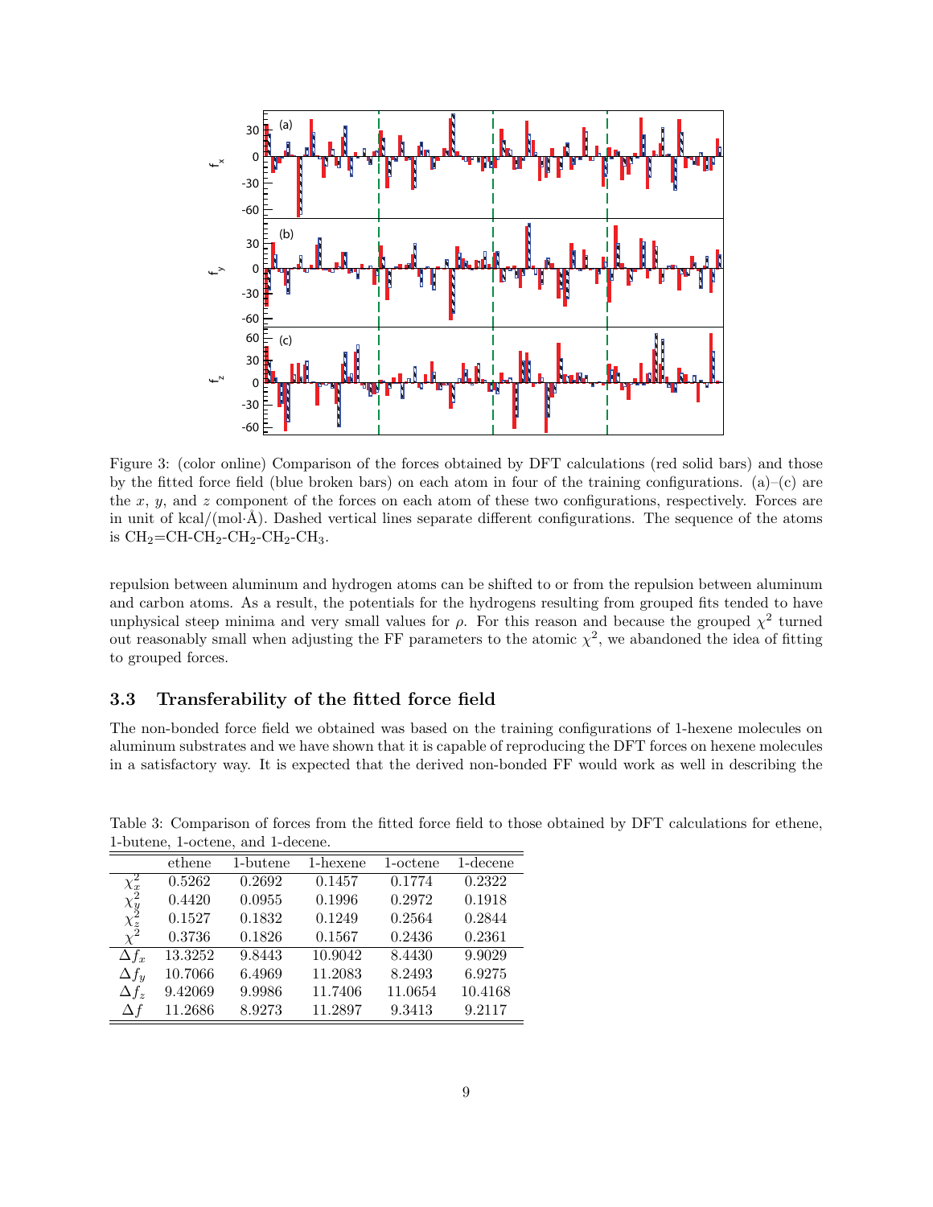Figure 3: (color online) Comparison of the forces obtained by DFT calculations (red solid bars) and those by the fitted force field (blue broken bars) on each atom in four of the training configurations. (a)–(c) are the $x$, $y$, and $z$ component of the forces on each atom of these two configurations, respectively. Forces are in unit of kcal/(mol·Å). Dashed vertical lines separate different configurations. The sequence of the atoms is $CH_2$=CH-$CH_2$-$CH_2$-$CH_2$-$CH_3$.

repulsion between aluminum and hydrogen atoms can be shifted to or from the repulsion between aluminum and carbon atoms. As a result, the potentials for the hydrogens resulting from grouped fits tended to have unphysical steep minima and very small values for $\rho$. For this reason and because the grouped $\chi^2$ turned out reasonably small when adjusting the FF parameters to the atomic $\chi^2$, we abandoned the idea of fitting to grouped forces.

### 3.3 Transferability of the fitted force field

The non-bonded force field we obtained was based on the training configurations of 1-hexene molecules on aluminum substrates and we have shown that it is capable of reproducing the DFT forces on hexene molecules in a satisfactory way. It is expected that the derived non-bonded FF would work as well in describing the

Table 3: Comparison of forces from the fitted force field to those obtained by DFT calculations for ethene, 1-butene, 1-octene, and 1-decene.

| | ethene | 1-butene | 1-hexene | 1-octene | 1-decene |
|---|---|---|---|---|---|
| $\chi^2_x$ | 0.5262 | 0.2692 | 0.1457 | 0.1774 | 0.2322 |
| $\chi^2_y$ | 0.4420 | 0.0955 | 0.1996 | 0.2972 | 0.1918 |
| $\chi^2_z$ | 0.1527 | 0.1832 | 0.1249 | 0.2564 | 0.2844 |
| $\chi^2$ | 0.3736 | 0.1826 | 0.1567 | 0.2436 | 0.2361 |
| $\Delta f_x$ | 13.3252 | 9.8443 | 10.9042 | 8.4430 | 9.9029 |
| $\Delta f_y$ | 10.7066 | 6.4969 | 11.2083 | 8.2493 | 6.9275 |
| $\Delta f_z$ | 9.42069 | 9.9986 | 11.7406 | 11.0654 | 10.4168 |
| $\Delta f$ | 11.2686 | 8.9273 | 11.2897 | 9.3413 | 9.2117 |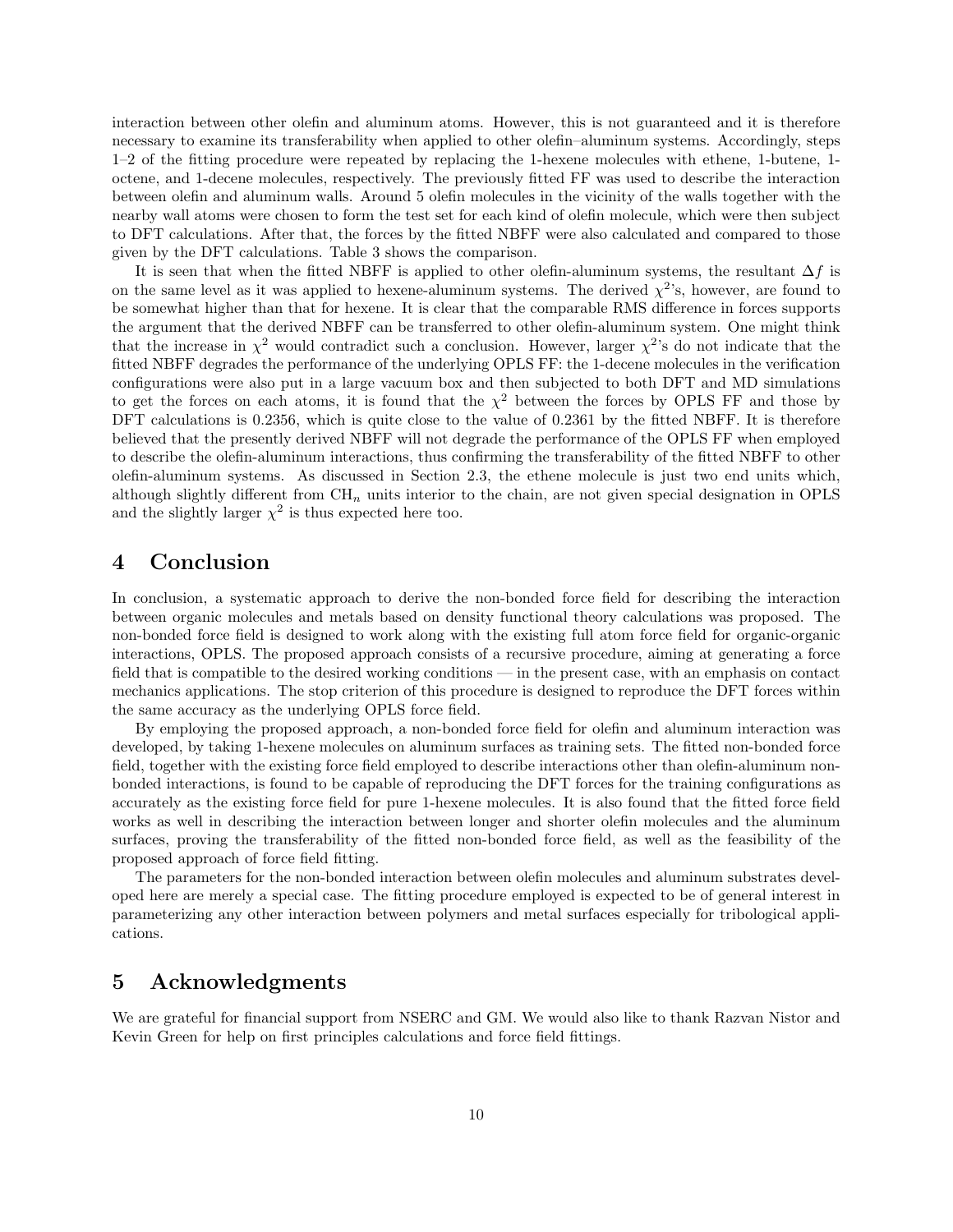interaction between other olefin and aluminum atoms. However, this is not guaranteed and it is therefore necessary to examine its transferability when applied to other olefin–aluminum systems. Accordingly, steps 1–2 of the fitting procedure were repeated by replacing the 1-hexene molecules with ethene, 1-butene, 1-octene, and 1-decene molecules, respectively. The previously fitted FF was used to describe the interaction between olefin and aluminum walls. Around 5 olefin molecules in the vicinity of the walls together with the nearby wall atoms were chosen to form the test set for each kind of olefin molecule, which were then subject to DFT calculations. After that, the forces by the fitted NBFF were also calculated and compared to those given by the DFT calculations. Table 3 shows the comparison.

It is seen that when the fitted NBFF is applied to other olefin-aluminum systems, the resultant $\Delta f$ is on the same level as it was applied to hexene-aluminum systems. The derived $\chi^2$'s, however, are found to be somewhat higher than that for hexene. It is clear that the comparable RMS difference in forces supports the argument that the derived NBFF can be transferred to other olefin-aluminum system. One might think that the increase in $\chi^2$ would contradict such a conclusion. However, larger $\chi^2$'s do not indicate that the fitted NBFF degrades the performance of the underlying OPLS FF: the 1-decene molecules in the verification configurations were also put in a large vacuum box and then subjected to both DFT and MD simulations to get the forces on each atoms, it is found that the $\chi^2$ between the forces by OPLS FF and those by DFT calculations is 0.2356, which is quite close to the value of 0.2361 by the fitted NBFF. It is therefore believed that the presently derived NBFF will not degrade the performance of the OPLS FF when employed to describe the olefin-aluminum interactions, thus confirming the transferability of the fitted NBFF to other olefin-aluminum systems. As discussed in Section 2.3, the ethene molecule is just two end units which, although slightly different from $CH_n$ units interior to the chain, are not given special designation in OPLS and the slightly larger $\chi^2$ is thus expected here too.

# 4 Conclusion

In conclusion, a systematic approach to derive the non-bonded force field for describing the interaction between organic molecules and metals based on density functional theory calculations was proposed. The non-bonded force field is designed to work along with the existing full atom force field for organic-organic interactions, OPLS. The proposed approach consists of a recursive procedure, aiming at generating a force field that is compatible to the desired working conditions — in the present case, with an emphasis on contact mechanics applications. The stop criterion of this procedure is designed to reproduce the DFT forces within the same accuracy as the underlying OPLS force field.

By employing the proposed approach, a non-bonded force field for olefin and aluminum interaction was developed, by taking 1-hexene molecules on aluminum surfaces as training sets. The fitted non-bonded force field, together with the existing force field employed to describe interactions other than olefin-aluminum non-bonded interactions, is found to be capable of reproducing the DFT forces for the training configurations as accurately as the existing force field for pure 1-hexene molecules. It is also found that the fitted force field works as well in describing the interaction between longer and shorter olefin molecules and the aluminum surfaces, proving the transferability of the fitted non-bonded force field, as well as the feasibility of the proposed approach of force field fitting.

The parameters for the non-bonded interaction between olefin molecules and aluminum substrates developed here are merely a special case. The fitting procedure employed is expected to be of general interest in parameterizing any other interaction between polymers and metal surfaces especially for tribological applications.

# 5 Acknowledgments

We are grateful for financial support from NSERC and GM. We would also like to thank Razvan Nistor and Kevin Green for help on first principles calculations and force field fittings.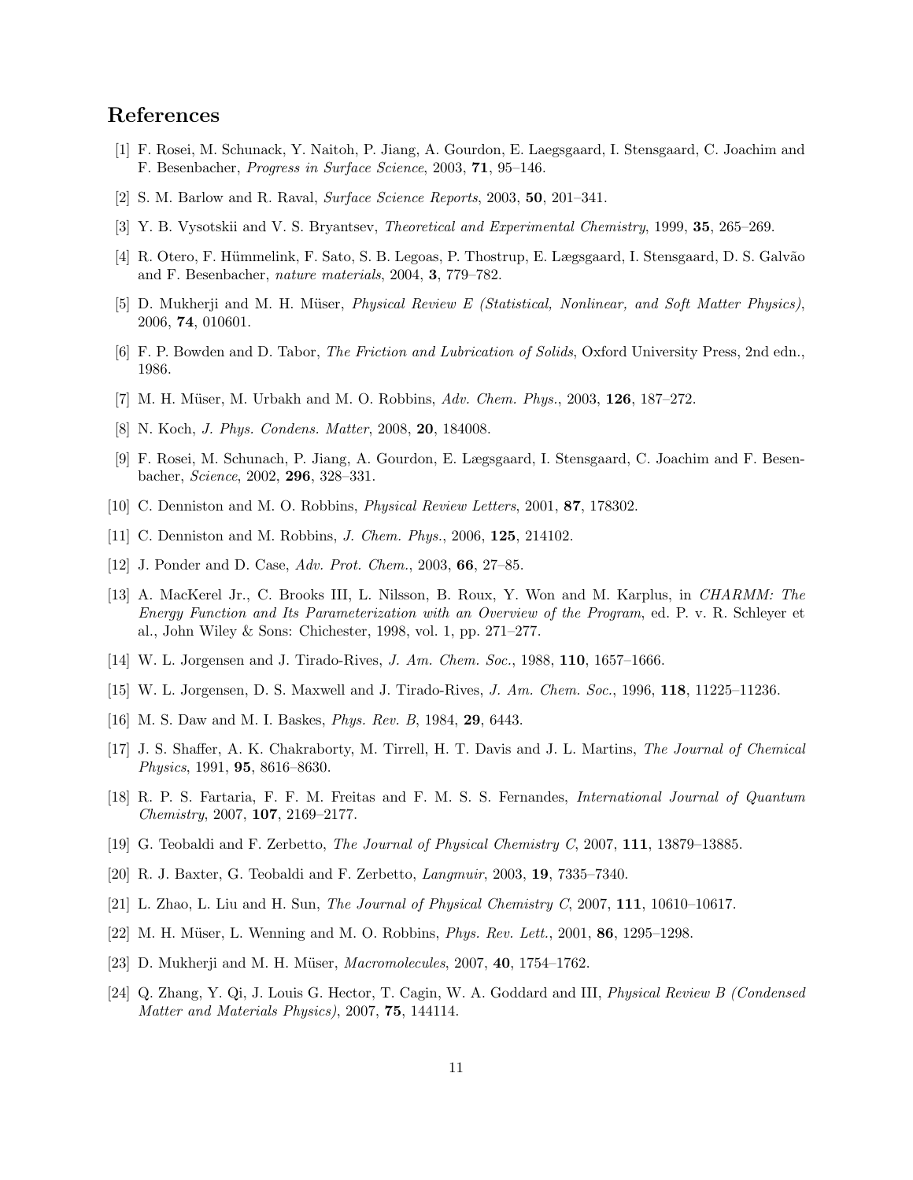## References

[1] F. Rosei, M. Schunack, Y. Naitoh, P. Jiang, A. Gourdon, E. Laegsgaard, I. Stensgaard, C. Joachim and F. Besenbacher, *Progress in Surface Science*, 2003, **71**, 95–146.

[2] S. M. Barlow and R. Raval, *Surface Science Reports*, 2003, **50**, 201–341.

[3] Y. B. Vysotskii and V. S. Bryantsev, *Theoretical and Experimental Chemistry*, 1999, **35**, 265–269.

[4] R. Otero, F. Hümmelink, F. Sato, S. B. Legoas, P. Thostrup, E. Lægsgaard, I. Stensgaard, D. S. Galvão and F. Besenbacher, *nature materials*, 2004, **3**, 779–782.

[5] D. Mukherji and M. H. Müser, *Physical Review E (Statistical, Nonlinear, and Soft Matter Physics)*, 2006, **74**, 010601.

[6] F. P. Bowden and D. Tabor, *The Friction and Lubrication of Solids*, Oxford University Press, 2nd edn., 1986.

[7] M. H. Müser, M. Urbakh and M. O. Robbins, *Adv. Chem. Phys.*, 2003, **126**, 187–272.

[8] N. Koch, *J. Phys. Condens. Matter*, 2008, **20**, 184008.

[9] F. Rosei, M. Schunach, P. Jiang, A. Gourdon, E. Lægsgaard, I. Stensgaard, C. Joachim and F. Besenbacher, *Science*, 2002, **296**, 328–331.

[10] C. Denniston and M. O. Robbins, *Physical Review Letters*, 2001, **87**, 178302.

[11] C. Denniston and M. Robbins, *J. Chem. Phys.*, 2006, **125**, 214102.

[12] J. Ponder and D. Case, *Adv. Prot. Chem.*, 2003, **66**, 27–85.

[13] A. MacKerel Jr., C. Brooks III, L. Nilsson, B. Roux, Y. Won and M. Karplus, in *CHARMM: The Energy Function and Its Parameterization with an Overview of the Program*, ed. P. v. R. Schleyer et al., John Wiley & Sons: Chichester, 1998, vol. 1, pp. 271–277.

[14] W. L. Jorgensen and J. Tirado-Rives, *J. Am. Chem. Soc.*, 1988, **110**, 1657–1666.

[15] W. L. Jorgensen, D. S. Maxwell and J. Tirado-Rives, *J. Am. Chem. Soc.*, 1996, **118**, 11225–11236.

[16] M. S. Daw and M. I. Baskes, *Phys. Rev. B*, 1984, **29**, 6443.

[17] J. S. Shaffer, A. K. Chakraborty, M. Tirrell, H. T. Davis and J. L. Martins, *The Journal of Chemical Physics*, 1991, **95**, 8616–8630.

[18] R. P. S. Fartaria, F. F. M. Freitas and F. M. S. S. Fernandes, *International Journal of Quantum Chemistry*, 2007, **107**, 2169–2177.

[19] G. Teobaldi and F. Zerbetto, *The Journal of Physical Chemistry C*, 2007, **111**, 13879–13885.

[20] R. J. Baxter, G. Teobaldi and F. Zerbetto, *Langmuir*, 2003, **19**, 7335–7340.

[21] L. Zhao, L. Liu and H. Sun, *The Journal of Physical Chemistry C*, 2007, **111**, 10610–10617.

[22] M. H. Müser, L. Wenning and M. O. Robbins, *Phys. Rev. Lett.*, 2001, **86**, 1295–1298.

[23] D. Mukherji and M. H. Müser, *Macromolecules*, 2007, **40**, 1754–1762.

[24] Q. Zhang, Y. Qi, J. Louis G. Hector, T. Cagin, W. A. Goddard and III, *Physical Review B (Condensed Matter and Materials Physics)*, 2007, **75**, 144114.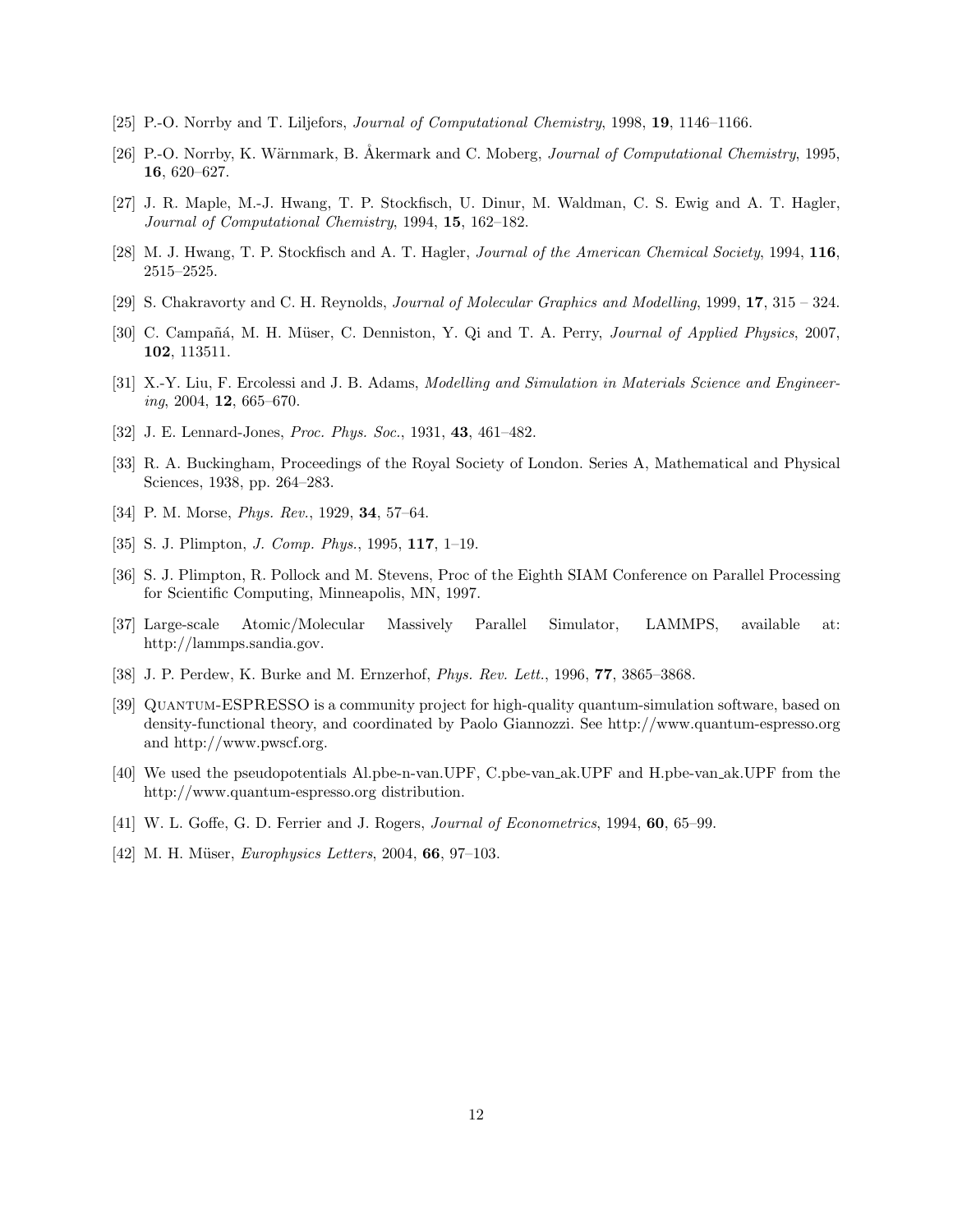[25] P.-O. Norrby and T. Liljefors, *Journal of Computational Chemistry*, 1998, **19**, 1146–1166.

[26] P.-O. Norrby, K. Wärnmark, B. Åkermark and C. Moberg, *Journal of Computational Chemistry*, 1995, **16**, 620–627.

[27] J. R. Maple, M.-J. Hwang, T. P. Stockfisch, U. Dinur, M. Waldman, C. S. Ewig and A. T. Hagler, *Journal of Computational Chemistry*, 1994, **15**, 162–182.

[28] M. J. Hwang, T. P. Stockfisch and A. T. Hagler, *Journal of the American Chemical Society*, 1994, **116**, 2515–2525.

[29] S. Chakravorty and C. H. Reynolds, *Journal of Molecular Graphics and Modelling*, 1999, **17**, 315 – 324.

[30] C. Campañá, M. H. Müser, C. Denniston, Y. Qi and T. A. Perry, *Journal of Applied Physics*, 2007, **102**, 113511.

[31] X.-Y. Liu, F. Ercolessi and J. B. Adams, *Modelling and Simulation in Materials Science and Engineering*, 2004, **12**, 665–670.

[32] J. E. Lennard-Jones, *Proc. Phys. Soc.*, 1931, **43**, 461–482.

[33] R. A. Buckingham, Proceedings of the Royal Society of London. Series A, Mathematical and Physical Sciences, 1938, pp. 264–283.

[34] P. M. Morse, *Phys. Rev.*, 1929, **34**, 57–64.

[35] S. J. Plimpton, *J. Comp. Phys.*, 1995, **117**, 1–19.

[36] S. J. Plimpton, R. Pollock and M. Stevens, Proc of the Eighth SIAM Conference on Parallel Processing for Scientific Computing, Minneapolis, MN, 1997.

[37] Large-scale Atomic/Molecular Massively Parallel Simulator, LAMMPS, available at: http://lammps.sandia.gov.

[38] J. P. Perdew, K. Burke and M. Ernzerhof, *Phys. Rev. Lett.*, 1996, **77**, 3865–3868.

[39] Quantum-ESPRESSO is a community project for high-quality quantum-simulation software, based on density-functional theory, and coordinated by Paolo Giannozzi. See http://www.quantum-espresso.org and http://www.pwscf.org.

[40] We used the pseudopotentials Al.pbe-n-van.UPF, C.pbe-van_ak.UPF and H.pbe-van_ak.UPF from the http://www.quantum-espresso.org distribution.

[41] W. L. Goffe, G. D. Ferrier and J. Rogers, *Journal of Econometrics*, 1994, **60**, 65–99.

[42] M. H. Müser, *Europhysics Letters*, 2004, **66**, 97–103.